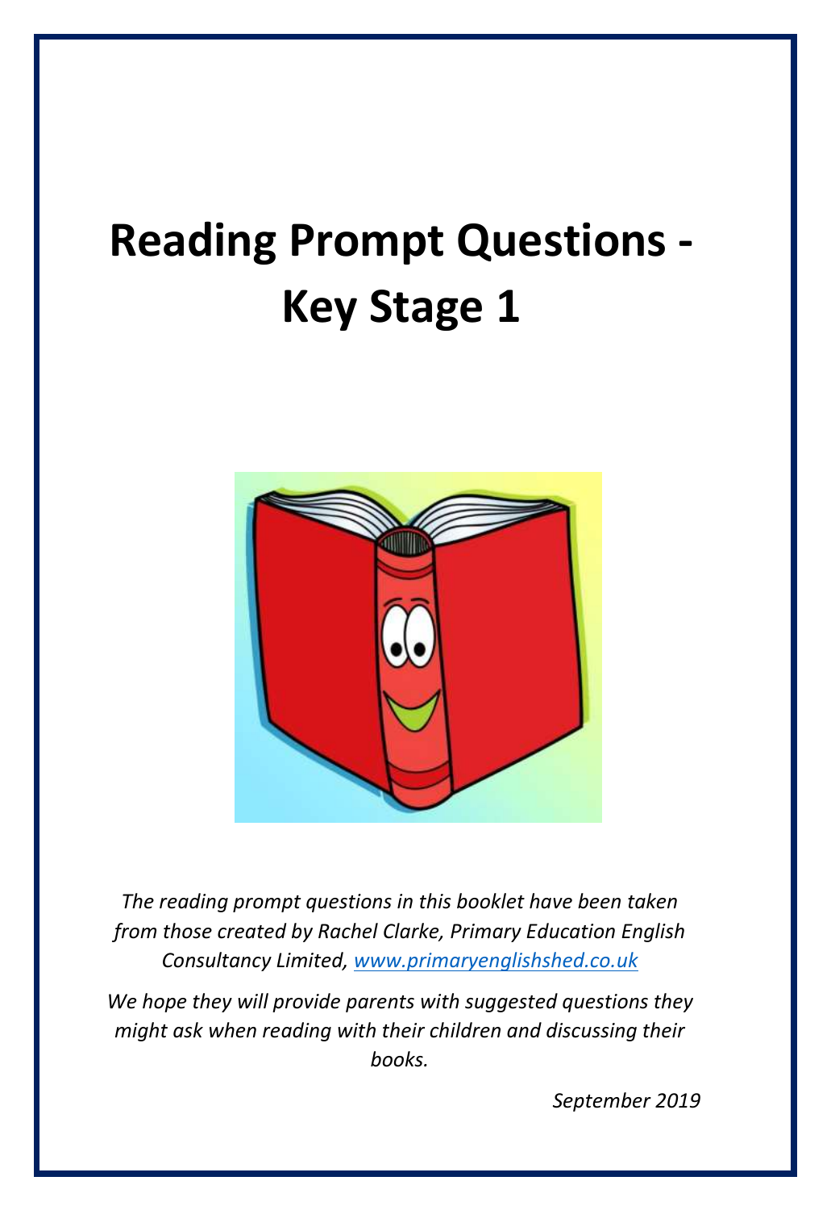# Reading Prompt Questions - Key Stage 1

*The reading prompt questions in this booklet have been taken from those created by Rachel Clarke, Primary Education English Consultancy Limited, [www.primaryenglishshed.co.uk](http://www.primaryenglishshed.co.uk)*

*We hope they will provide parents with suggested questions they might ask when reading with their children and discussing their books.*

*September 2019*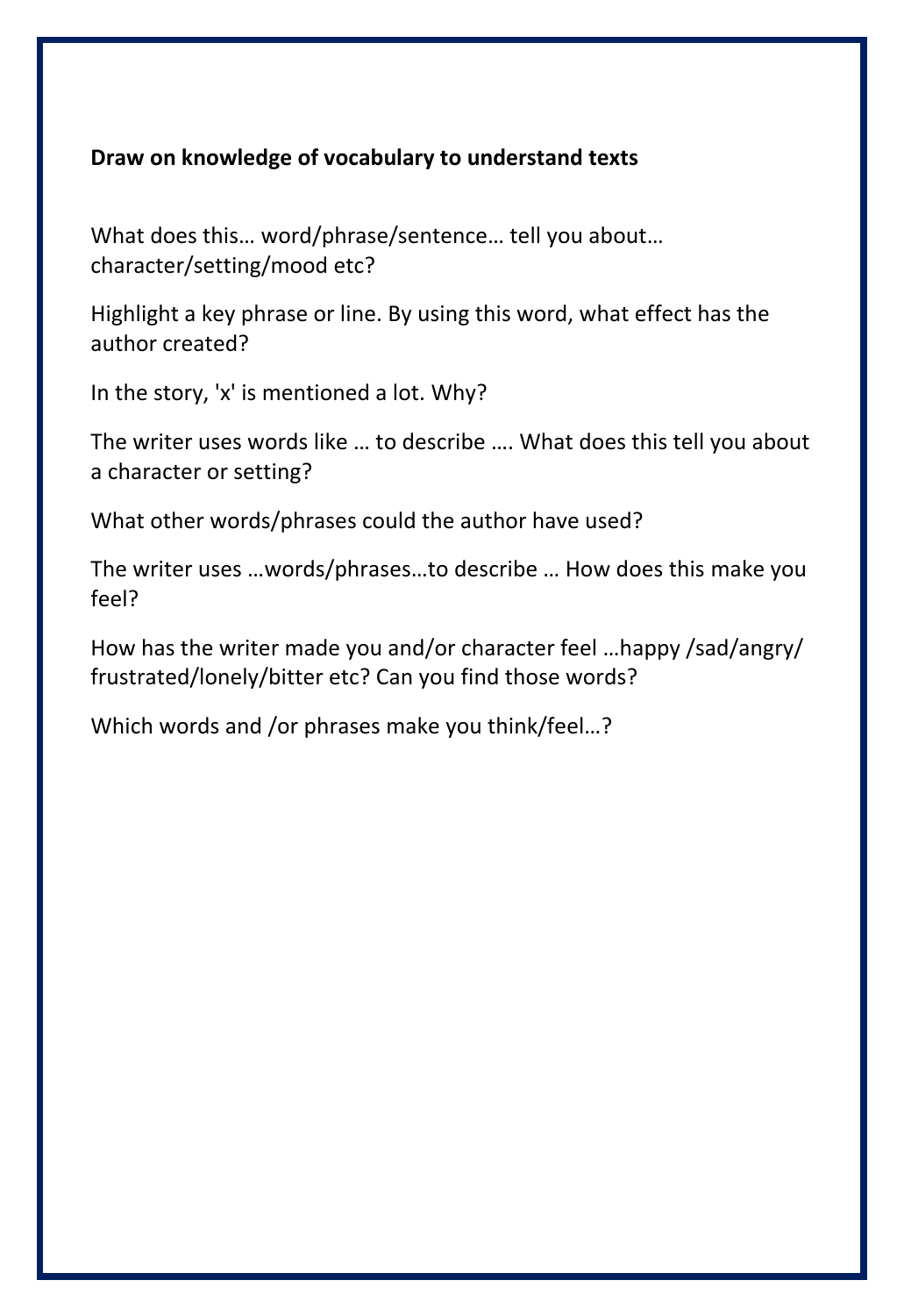**Draw on knowledge of vocabulary to understand texts**

What does this… word/phrase/sentence… tell you about… character/setting/mood etc?

Highlight a key phrase or line. By using this word, what effect has the author created?

In the story, 'x' is mentioned a lot. Why?

The writer uses words like … to describe …. What does this tell you about a character or setting?

What other words/phrases could the author have used?

The writer uses …words/phrases…to describe … How does this make you feel?

How has the writer made you and/or character feel …happy /sad/angry/ frustrated/lonely/bitter etc? Can you find those words?

Which words and /or phrases make you think/feel…?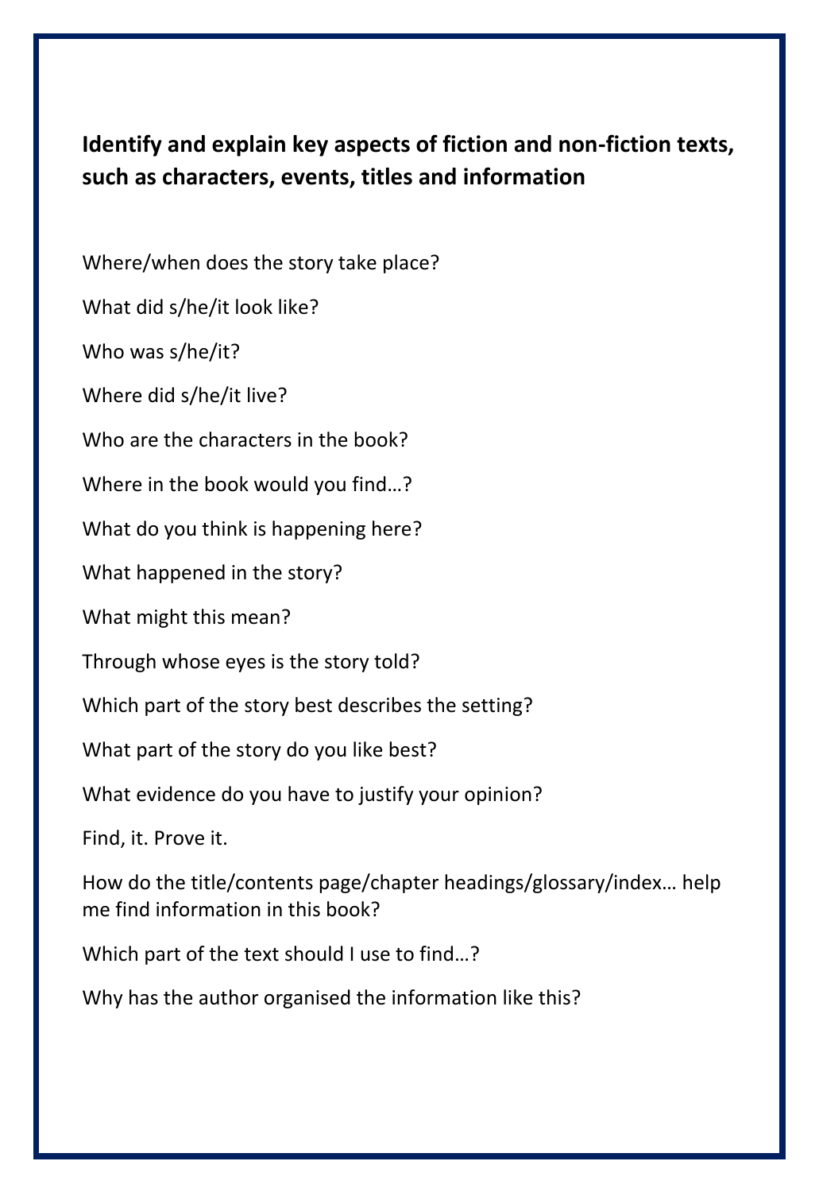**Identify and explain key aspects of fiction and non-fiction texts, such as characters, events, titles and information**

Where/when does the story take place?

What did s/he/it look like?

Who was s/he/it?

Where did s/he/it live?

Who are the characters in the book?

Where in the book would you find…?

What do you think is happening here?

What happened in the story?

What might this mean?

Through whose eyes is the story told?

Which part of the story best describes the setting?

What part of the story do you like best?

What evidence do you have to justify your opinion?

Find, it. Prove it.

How do the title/contents page/chapter headings/glossary/index… help me find information in this book?

Which part of the text should I use to find…?

Why has the author organised the information like this?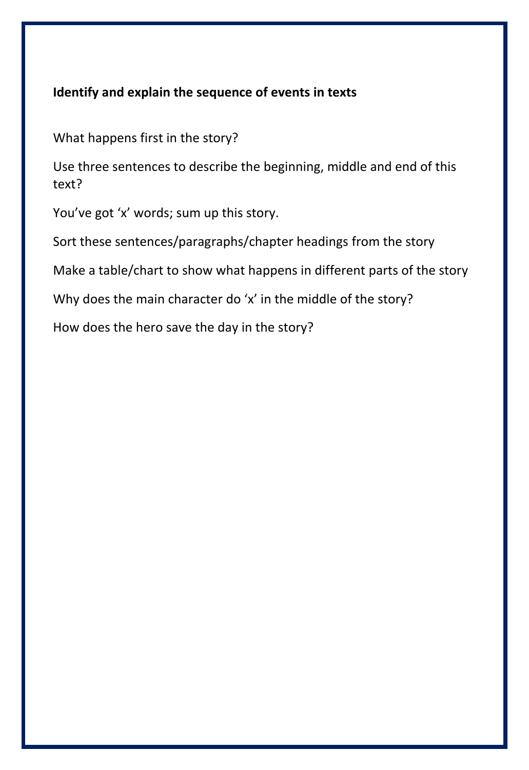**Identify and explain the sequence of events in texts**

What happens first in the story?

Use three sentences to describe the beginning, middle and end of this text?

You've got 'x' words; sum up this story.

Sort these sentences/paragraphs/chapter headings from the story

Make a table/chart to show what happens in different parts of the story

Why does the main character do 'x' in the middle of the story?

How does the hero save the day in the story?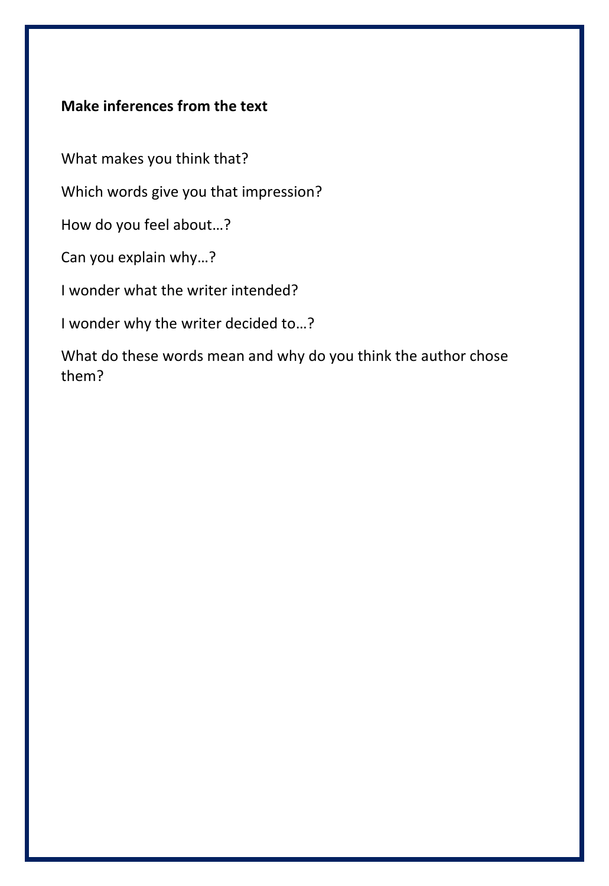**Make inferences from the text**

What makes you think that?

Which words give you that impression?

How do you feel about…?

Can you explain why…?

I wonder what the writer intended?

I wonder why the writer decided to…?

What do these words mean and why do you think the author chose them?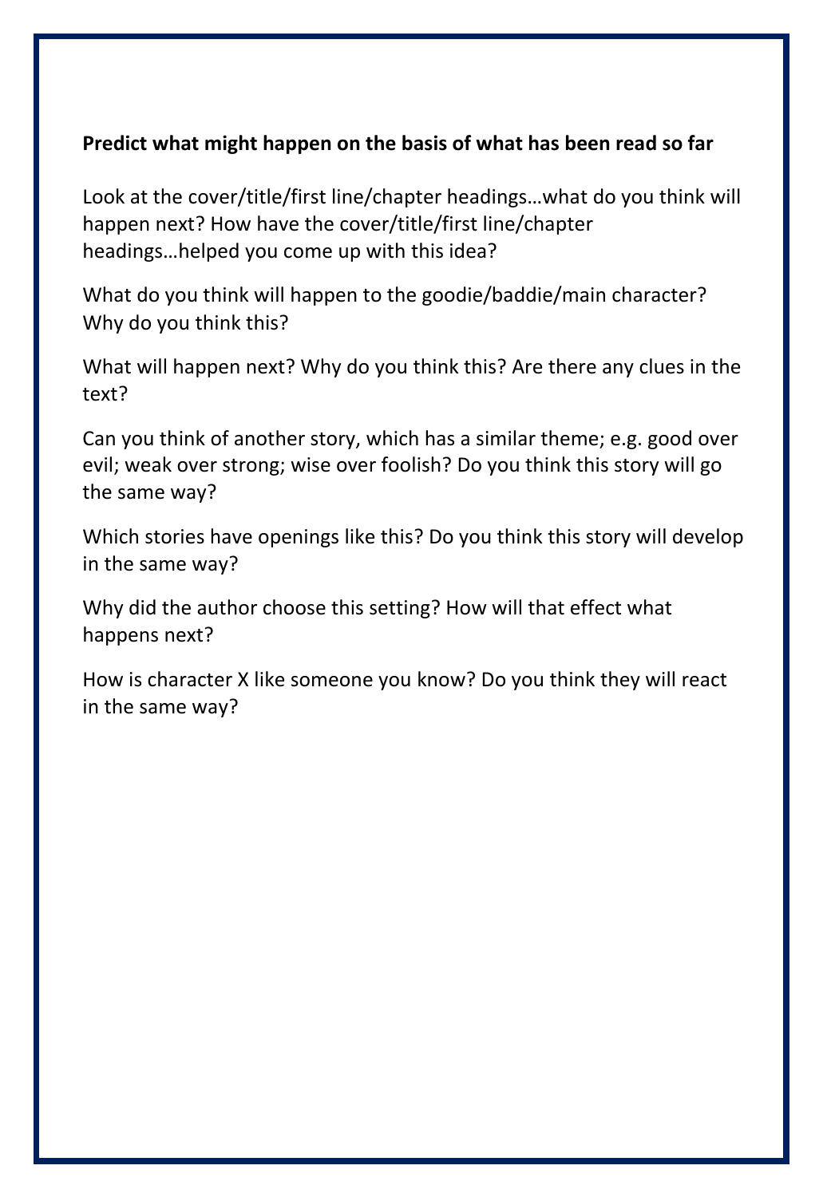**Predict what might happen on the basis of what has been read so far**

Look at the cover/title/first line/chapter headings…what do you think will happen next? How have the cover/title/first line/chapter headings…helped you come up with this idea?

What do you think will happen to the goodie/baddie/main character? Why do you think this?

What will happen next? Why do you think this? Are there any clues in the text?

Can you think of another story, which has a similar theme; e.g. good over evil; weak over strong; wise over foolish? Do you think this story will go the same way?

Which stories have openings like this? Do you think this story will develop in the same way?

Why did the author choose this setting? How will that effect what happens next?

How is character X like someone you know? Do you think they will react in the same way?